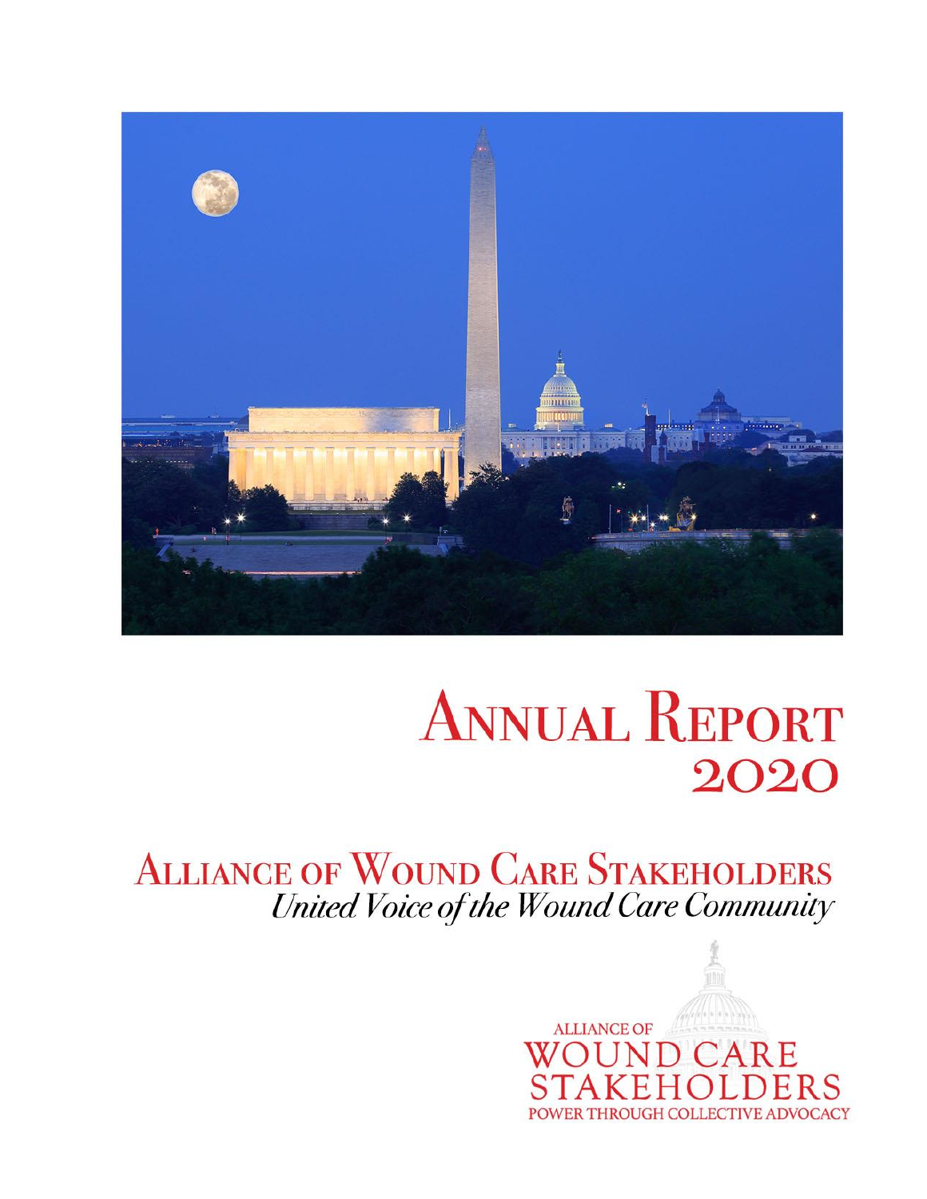# Annual Report 2020

## Alliance of Wound Care Stakeholders

*United Voice of the Wound Care Community*

ALLIANCE OF WOUND CARE STAKEHOLDERS

POWER THROUGH COLLECTIVE ADVOCACY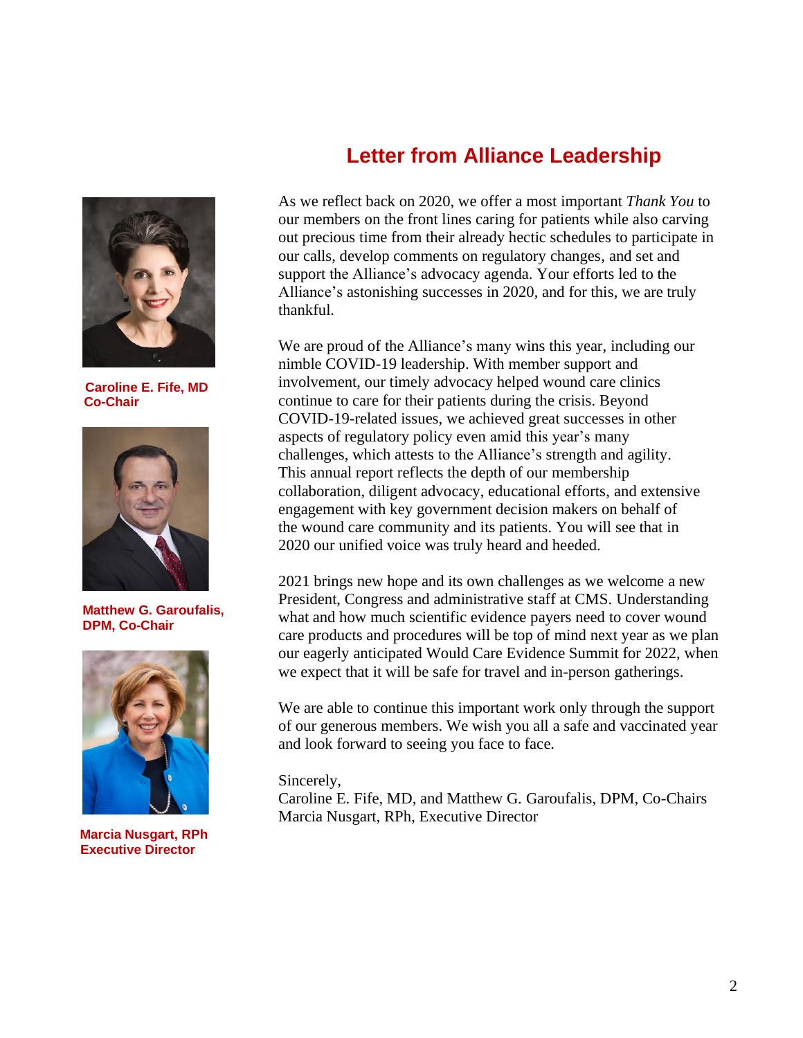# Letter from Alliance Leadership

**Caroline E. Fife, MD**
**Co-Chair**

**Matthew G. Garoufalis, DPM, Co-Chair**

**Marcia Nusgart, RPh**
**Executive Director**

As we reflect back on 2020, we offer a most important *Thank You* to our members on the front lines caring for patients while also carving out precious time from their already hectic schedules to participate in our calls, develop comments on regulatory changes, and set and support the Alliance's advocacy agenda. Your efforts led to the Alliance's astonishing successes in 2020, and for this, we are truly thankful.

We are proud of the Alliance's many wins this year, including our nimble COVID-19 leadership. With member support and involvement, our timely advocacy helped wound care clinics continue to care for their patients during the crisis. Beyond COVID-19-related issues, we achieved great successes in other aspects of regulatory policy even amid this year's many challenges, which attests to the Alliance's strength and agility. This annual report reflects the depth of our membership collaboration, diligent advocacy, educational efforts, and extensive engagement with key government decision makers on behalf of the wound care community and its patients. You will see that in 2020 our unified voice was truly heard and heeded.

2021 brings new hope and its own challenges as we welcome a new President, Congress and administrative staff at CMS. Understanding what and how much scientific evidence payers need to cover wound care products and procedures will be top of mind next year as we plan our eagerly anticipated Would Care Evidence Summit for 2022, when we expect that it will be safe for travel and in-person gatherings.

We are able to continue this important work only through the support of our generous members. We wish you all a safe and vaccinated year and look forward to seeing you face to face.

Sincerely,
Caroline E. Fife, MD, and Matthew G. Garoufalis, DPM, Co-Chairs
Marcia Nusgart, RPh, Executive Director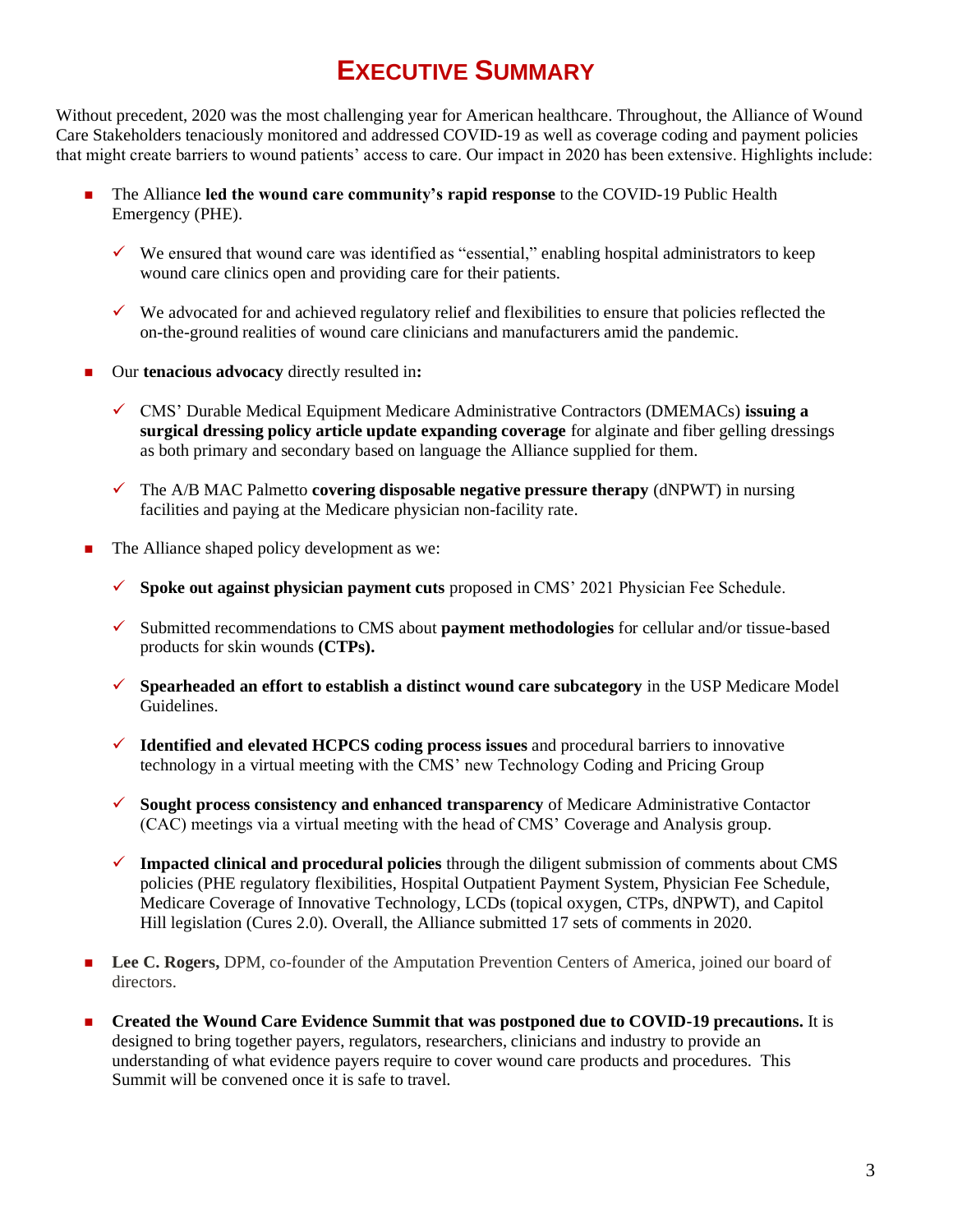# EXECUTIVE SUMMARY

Without precedent, 2020 was the most challenging year for American healthcare. Throughout, the Alliance of Wound Care Stakeholders tenaciously monitored and addressed COVID-19 as well as coverage coding and payment policies that might create barriers to wound patients' access to care. Our impact in 2020 has been extensive. Highlights include:

- The Alliance **led the wound care community's rapid response** to the COVID-19 Public Health Emergency (PHE).
  - ✓ We ensured that wound care was identified as "essential," enabling hospital administrators to keep wound care clinics open and providing care for their patients.
  - ✓ We advocated for and achieved regulatory relief and flexibilities to ensure that policies reflected the on-the-ground realities of wound care clinicians and manufacturers amid the pandemic.
- Our **tenacious advocacy** directly resulted in**:**
  - ✓ CMS' Durable Medical Equipment Medicare Administrative Contractors (DMEMACs) **issuing a surgical dressing policy article update expanding coverage** for alginate and fiber gelling dressings as both primary and secondary based on language the Alliance supplied for them.
  - ✓ The A/B MAC Palmetto **covering disposable negative pressure therapy** (dNPWT) in nursing facilities and paying at the Medicare physician non-facility rate.
- The Alliance shaped policy development as we:
  - ✓ **Spoke out against physician payment cuts** proposed in CMS' 2021 Physician Fee Schedule.
  - ✓ Submitted recommendations to CMS about **payment methodologies** for cellular and/or tissue-based products for skin wounds **(CTPs).**
  - ✓ **Spearheaded an effort to establish a distinct wound care subcategory** in the USP Medicare Model Guidelines.
  - ✓ **Identified and elevated HCPCS coding process issues** and procedural barriers to innovative technology in a virtual meeting with the CMS' new Technology Coding and Pricing Group
  - ✓ **Sought process consistency and enhanced transparency** of Medicare Administrative Contactor (CAC) meetings via a virtual meeting with the head of CMS' Coverage and Analysis group.
  - ✓ **Impacted clinical and procedural policies** through the diligent submission of comments about CMS policies (PHE regulatory flexibilities, Hospital Outpatient Payment System, Physician Fee Schedule, Medicare Coverage of Innovative Technology, LCDs (topical oxygen, CTPs, dNPWT), and Capitol Hill legislation (Cures 2.0). Overall, the Alliance submitted 17 sets of comments in 2020.
- **Lee C. Rogers,** DPM, co-founder of the Amputation Prevention Centers of America, joined our board of directors.
- **Created the Wound Care Evidence Summit that was postponed due to COVID-19 precautions.** It is designed to bring together payers, regulators, researchers, clinicians and industry to provide an understanding of what evidence payers require to cover wound care products and procedures. This Summit will be convened once it is safe to travel.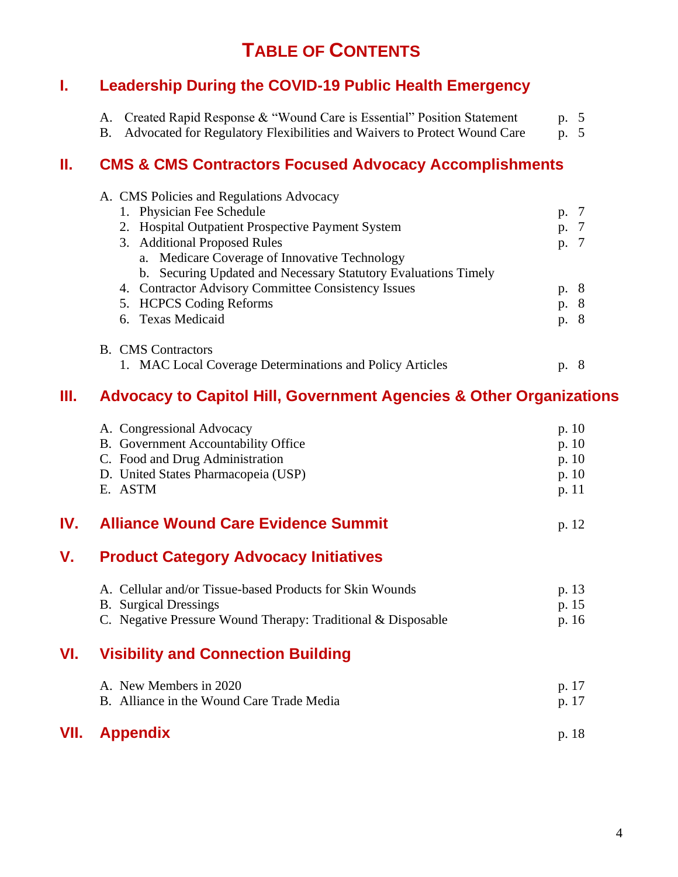# TABLE OF CONTENTS

## I. Leadership During the COVID-19 Public Health Emergency

A. Created Rapid Response & "Wound Care is Essential" Position Statement p. 5
B. Advocated for Regulatory Flexibilities and Waivers to Protect Wound Care p. 5

## II. CMS & CMS Contractors Focused Advocacy Accomplishments

A. CMS Policies and Regulations Advocacy
1. Physician Fee Schedule p. 7
2. Hospital Outpatient Prospective Payment System p. 7
3. Additional Proposed Rules p. 7
   a. Medicare Coverage of Innovative Technology
   b. Securing Updated and Necessary Statutory Evaluations Timely
4. Contractor Advisory Committee Consistency Issues p. 8
5. HCPCS Coding Reforms p. 8
6. Texas Medicaid p. 8

B. CMS Contractors
1. MAC Local Coverage Determinations and Policy Articles p. 8

## III. Advocacy to Capitol Hill, Government Agencies & Other Organizations

A. Congressional Advocacy p. 10
B. Government Accountability Office p. 10
C. Food and Drug Administration p. 10
D. United States Pharmacopeia (USP) p. 10
E. ASTM p. 11

## IV. Alliance Wound Care Evidence Summit p. 12

## V. Product Category Advocacy Initiatives

A. Cellular and/or Tissue-based Products for Skin Wounds p. 13
B. Surgical Dressings p. 15
C. Negative Pressure Wound Therapy: Traditional & Disposable p. 16

## VI. Visibility and Connection Building

A. New Members in 2020 p. 17
B. Alliance in the Wound Care Trade Media p. 17

## VII. Appendix p. 18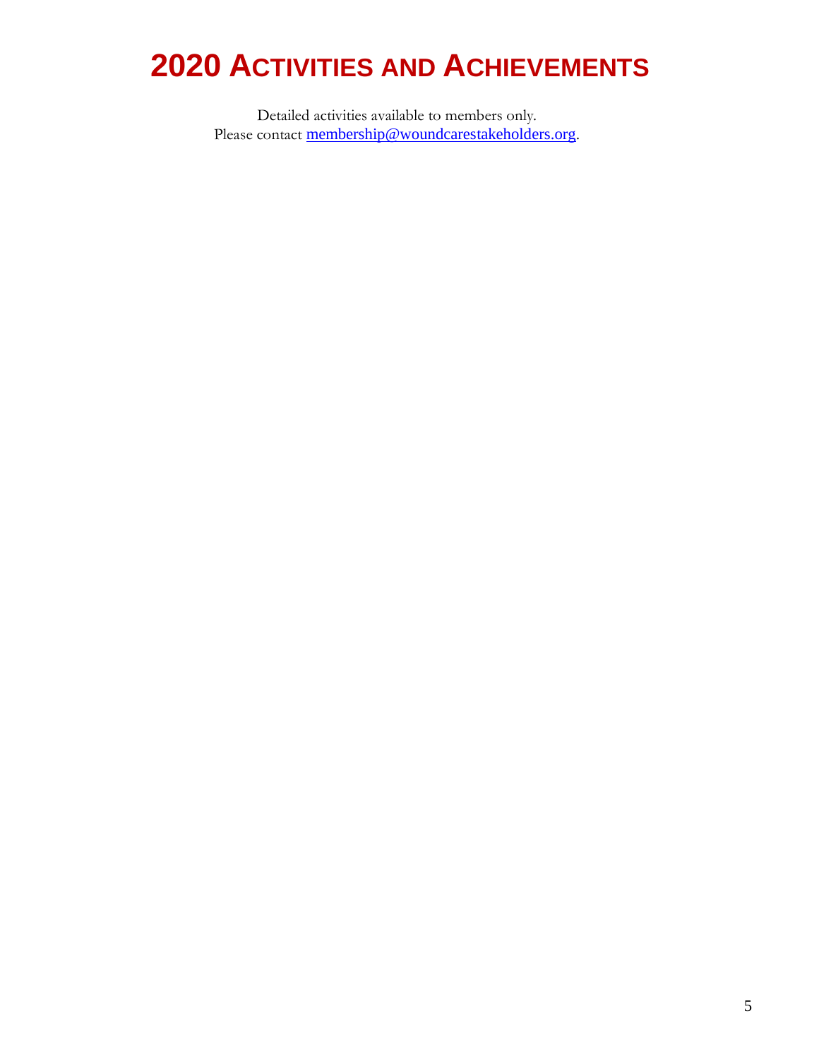# 2020 Activities and Achievements

Detailed activities available to members only.
Please contact membership@woundcarestakeholders.org.